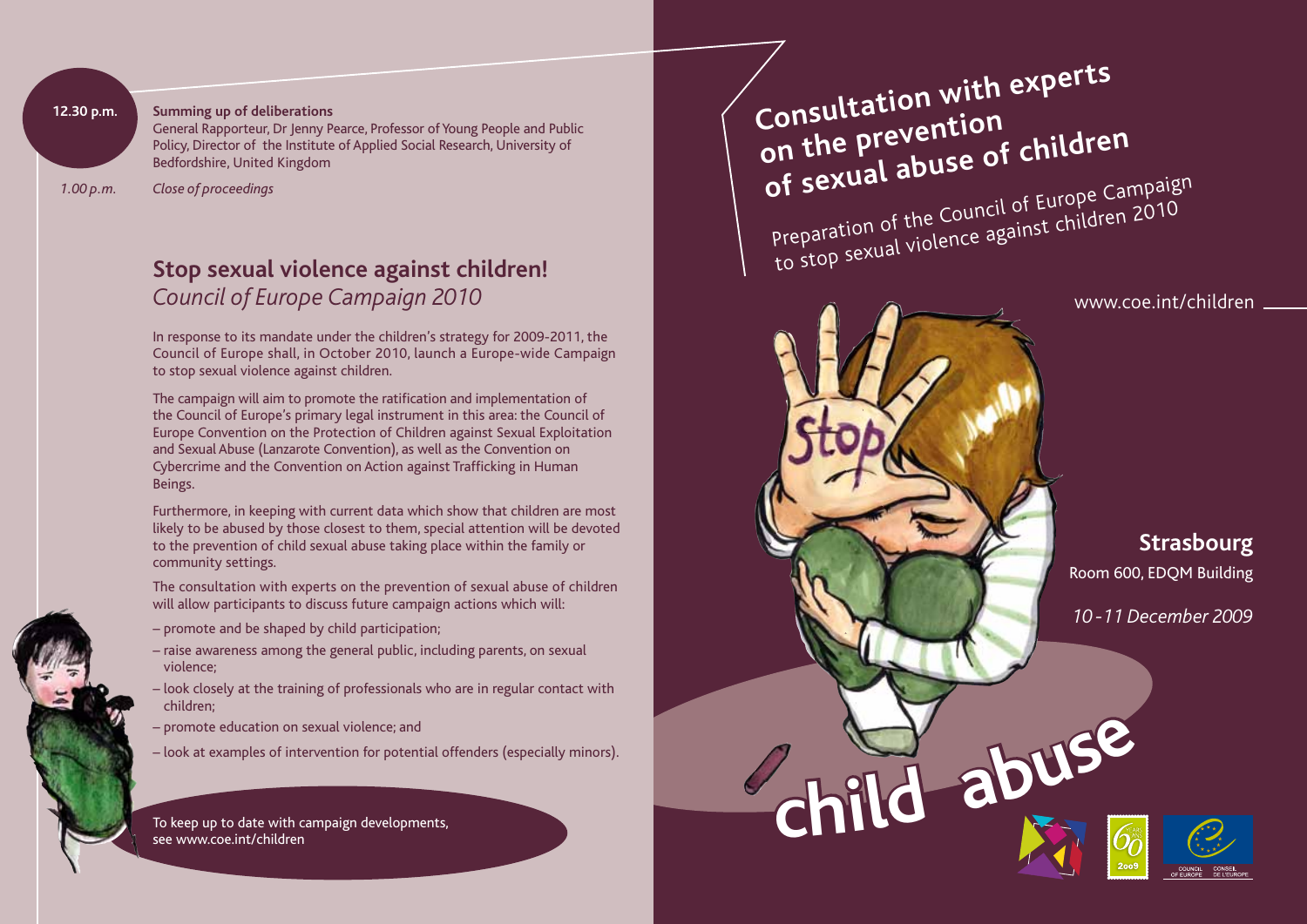**12.30 p.m.** **Summing up of deliberations**
General Rapporteur, Dr Jenny Pearce, Professor of Young People and Public Policy, Director of the Institute of Applied Social Research, University of Bedfordshire, United Kingdom

*1.00 p.m.* *Close of proceedings*

## Stop sexual violence against children!
*Council of Europe Campaign 2010*

In response to its mandate under the children's strategy for 2009-2011, the Council of Europe shall, in October 2010, launch a Europe-wide Campaign to stop sexual violence against children.

The campaign will aim to promote the ratification and implementation of the Council of Europe's primary legal instrument in this area: the Council of Europe Convention on the Protection of Children against Sexual Exploitation and Sexual Abuse (Lanzarote Convention), as well as the Convention on Cybercrime and the Convention on Action against Trafficking in Human Beings.

Furthermore, in keeping with current data which show that children are most likely to be abused by those closest to them, special attention will be devoted to the prevention of child sexual abuse taking place within the family or community settings.

The consultation with experts on the prevention of sexual abuse of children will allow participants to discuss future campaign actions which will:

– promote and be shaped by child participation;
– raise awareness among the general public, including parents, on sexual violence;
– look closely at the training of professionals who are in regular contact with children;
– promote education on sexual violence; and
– look at examples of intervention for potential offenders (especially minors).

To keep up to date with campaign developments, see www.coe.int/children

# Consultation with experts on the prevention of sexual abuse of children

Preparation of the Council of Europe Campaign to stop sexual violence against children 2010

www.coe.int/children

**Strasbourg**
Room 600, EDQM Building

*10 - 11 December 2009*

child abuse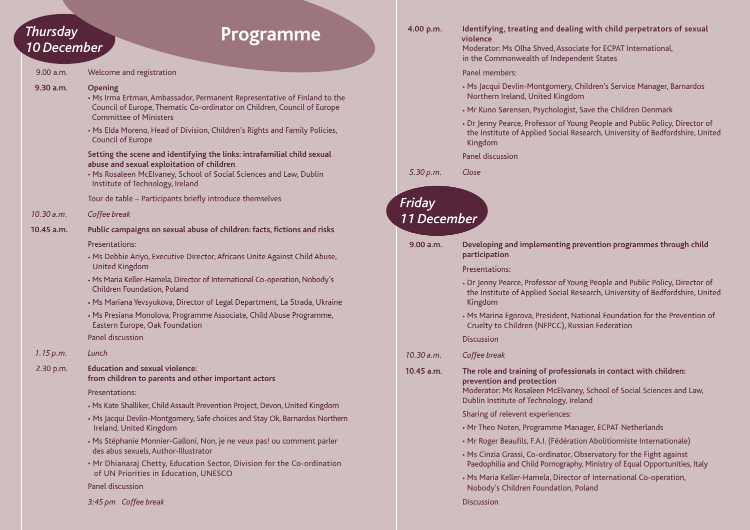## Thursday 10 December

# Programme

9.00 a.m. Welcome and registration

**9.30 a.m.** **Opening**

- Ms Irma Ertman, Ambassador, Permanent Representative of Finland to the Council of Europe, Thematic Co-ordinator on Children, Council of Europe Committee of Ministers
- Ms Elda Moreno, Head of Division, Children's Rights and Family Policies, Council of Europe

**Setting the scene and identifying the links: intrafamilial child sexual abuse and sexual exploitation of children**

- Ms Rosaleen McElvaney, School of Social Sciences and Law, Dublin Institute of Technology, Ireland

Tour de table – Participants briefly introduce themselves

*10.30 a.m.* *Coffee break*

**10.45 a.m.** **Public campaigns on sexual abuse of children: facts, fictions and risks**

Presentations:

- Ms Debbie Ariyo, Executive Director, Africans Unite Against Child Abuse, United Kingdom
- Ms Maria Keller-Hamela, Director of International Co-operation, Nobody's Children Foundation, Poland
- Ms Mariana Yevsyukova, Director of Legal Department, La Strada, Ukraine
- Ms Presiana Monolova, Programme Associate, Child Abuse Programme, Eastern Europe, Oak Foundation

Panel discussion

*1.15 p.m.* *Lunch*

2.30 p.m. **Education and sexual violence: from children to parents and other important actors**

Presentations:

- Ms Kate Shalliker, Child Assault Prevention Project, Devon, United Kingdom
- Ms Jacqui Devlin-Montgomery, Safe choices and Stay Ok, Barnardos Northern Ireland, United Kingdom
- Ms Stéphanie Monnier-Galloni, Non, je ne veux pas! ou comment parler des abus sexuels, Author-Illustrator
- Mr Dhianaraj Chetty, Education Sector, Division for the Co-ordination of UN Priorities in Education, UNESCO

Panel discussion

*3:45 pm Coffee break*

**4.00 p.m.** **Identifying, treating and dealing with child perpetrators of sexual violence**

Moderator: Ms Olha Shved, Associate for ECPAT International, in the Commonwealth of Independent States

Panel members:

- Ms Jacqui Devlin-Montgomery, Children's Service Manager, Barnardos Northern Ireland, United Kingdom
- Mr Kuno Sørensen, Psychologist, Save the Children Denmark
- Dr Jenny Pearce, Professor of Young People and Public Policy, Director of the Institute of Applied Social Research, University of Bedfordshire, United Kingdom

Panel discussion

*5.30 p.m.* *Close*

## Friday 11 December

**9.00 a.m.** **Developing and implementing prevention programmes through child participation**

Presentations:

- Dr Jenny Pearce, Professor of Young People and Public Policy, Director of the Institute of Applied Social Research, University of Bedfordshire, United Kingdom
- Ms Marina Egorova, President, National Foundation for the Prevention of Cruelty to Children (NFPCC), Russian Federation

Discussion

*10.30 a.m.* *Coffee break*

**10.45 a.m.** **The role and training of professionals in contact with children: prevention and protection**

Moderator: Ms Rosaleen McElvaney, School of Social Sciences and Law, Dublin Institute of Technology, Ireland

Sharing of relevent experiences:

- Mr Theo Noten, Programme Manager, ECPAT Netherlands
- Mr Roger Beaufils, F.A.I. (Fédération Abolitionniste Internationale)
- Ms Cinzia Grassi, Co-ordinator, Observatory for the Fight against Paedophilia and Child Pornography, Ministry of Equal Opportunities, Italy
- Ms Maria Keller-Hamela, Director of International Co-operation, Nobody's Children Foundation, Poland

Discussion